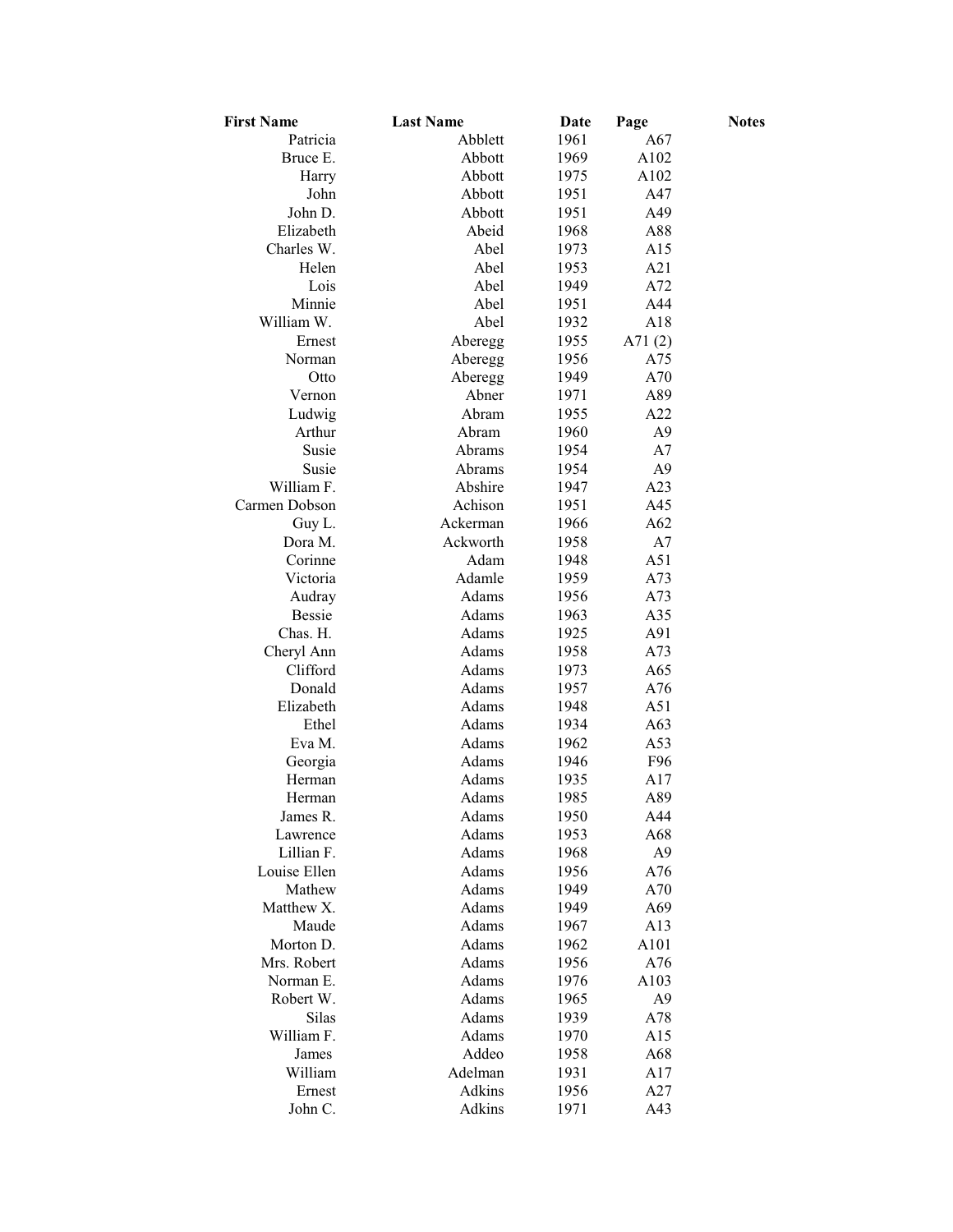| First Name | Last Name | Date | Page | Notes |
|---|---|---|---|---|
| Patricia | Abblett | 1961 | A67 | |
| Bruce E. | Abbott | 1969 | A102 | |
| Harry | Abbott | 1975 | A102 | |
| John | Abbott | 1951 | A47 | |
| John D. | Abbott | 1951 | A49 | |
| Elizabeth | Abeid | 1968 | A88 | |
| Charles W. | Abel | 1973 | A15 | |
| Helen | Abel | 1953 | A21 | |
| Lois | Abel | 1949 | A72 | |
| Minnie | Abel | 1951 | A44 | |
| William W. | Abel | 1932 | A18 | |
| Ernest | Aberegg | 1955 | A71 (2) | |
| Norman | Aberegg | 1956 | A75 | |
| Otto | Aberegg | 1949 | A70 | |
| Vernon | Abner | 1971 | A89 | |
| Ludwig | Abram | 1955 | A22 | |
| Arthur | Abram | 1960 | A9 | |
| Susie | Abrams | 1954 | A7 | |
| Susie | Abrams | 1954 | A9 | |
| William F. | Abshire | 1947 | A23 | |
| Carmen Dobson | Achison | 1951 | A45 | |
| Guy L. | Ackerman | 1966 | A62 | |
| Dora M. | Ackworth | 1958 | A7 | |
| Corinne | Adam | 1948 | A51 | |
| Victoria | Adamle | 1959 | A73 | |
| Audray | Adams | 1956 | A73 | |
| Bessie | Adams | 1963 | A35 | |
| Chas. H. | Adams | 1925 | A91 | |
| Cheryl Ann | Adams | 1958 | A73 | |
| Clifford | Adams | 1973 | A65 | |
| Donald | Adams | 1957 | A76 | |
| Elizabeth | Adams | 1948 | A51 | |
| Ethel | Adams | 1934 | A63 | |
| Eva M. | Adams | 1962 | A53 | |
| Georgia | Adams | 1946 | F96 | |
| Herman | Adams | 1935 | A17 | |
| Herman | Adams | 1985 | A89 | |
| James R. | Adams | 1950 | A44 | |
| Lawrence | Adams | 1953 | A68 | |
| Lillian F. | Adams | 1968 | A9 | |
| Louise Ellen | Adams | 1956 | A76 | |
| Mathew | Adams | 1949 | A70 | |
| Matthew X. | Adams | 1949 | A69 | |
| Maude | Adams | 1967 | A13 | |
| Morton D. | Adams | 1962 | A101 | |
| Mrs. Robert | Adams | 1956 | A76 | |
| Norman E. | Adams | 1976 | A103 | |
| Robert W. | Adams | 1965 | A9 | |
| Silas | Adams | 1939 | A78 | |
| William F. | Adams | 1970 | A15 | |
| James | Addeo | 1958 | A68 | |
| William | Adelman | 1931 | A17 | |
| Ernest | Adkins | 1956 | A27 | |
| John C. | Adkins | 1971 | A43 | |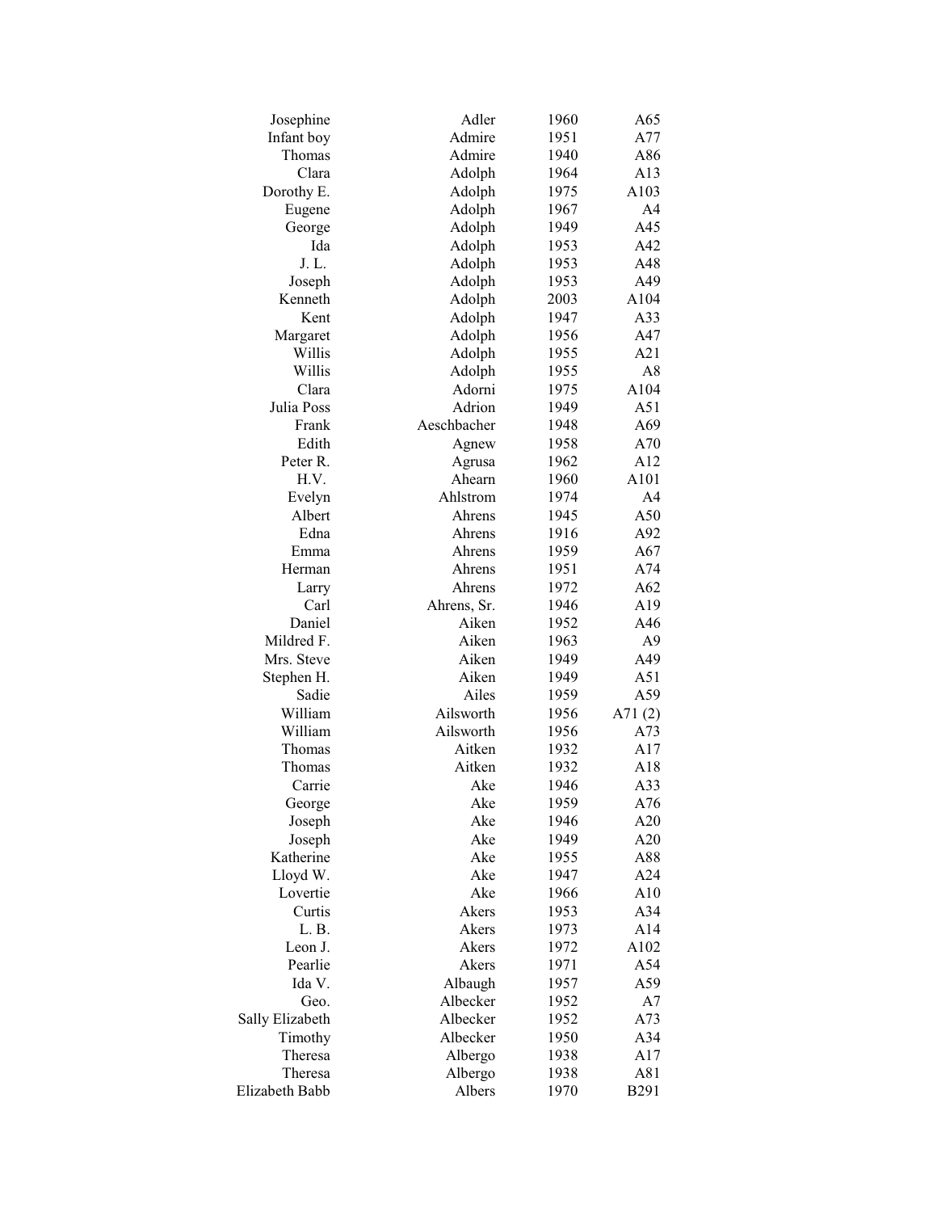| | | | |
|---|---|---|---|
| Josephine | Adler | 1960 | A65 |
| Infant boy | Admire | 1951 | A77 |
| Thomas | Admire | 1940 | A86 |
| Clara | Adolph | 1964 | A13 |
| Dorothy E. | Adolph | 1975 | A103 |
| Eugene | Adolph | 1967 | A4 |
| George | Adolph | 1949 | A45 |
| Ida | Adolph | 1953 | A42 |
| J. L. | Adolph | 1953 | A48 |
| Joseph | Adolph | 1953 | A49 |
| Kenneth | Adolph | 2003 | A104 |
| Kent | Adolph | 1947 | A33 |
| Margaret | Adolph | 1956 | A47 |
| Willis | Adolph | 1955 | A21 |
| Willis | Adolph | 1955 | A8 |
| Clara | Adorni | 1975 | A104 |
| Julia Poss | Adrion | 1949 | A51 |
| Frank | Aeschbacher | 1948 | A69 |
| Edith | Agnew | 1958 | A70 |
| Peter R. | Agrusa | 1962 | A12 |
| H.V. | Ahearn | 1960 | A101 |
| Evelyn | Ahlstrom | 1974 | A4 |
| Albert | Ahrens | 1945 | A50 |
| Edna | Ahrens | 1916 | A92 |
| Emma | Ahrens | 1959 | A67 |
| Herman | Ahrens | 1951 | A74 |
| Larry | Ahrens | 1972 | A62 |
| Carl | Ahrens, Sr. | 1946 | A19 |
| Daniel | Aiken | 1952 | A46 |
| Mildred F. | Aiken | 1963 | A9 |
| Mrs. Steve | Aiken | 1949 | A49 |
| Stephen H. | Aiken | 1949 | A51 |
| Sadie | Ailes | 1959 | A59 |
| William | Ailsworth | 1956 | A71 (2) |
| William | Ailsworth | 1956 | A73 |
| Thomas | Aitken | 1932 | A17 |
| Thomas | Aitken | 1932 | A18 |
| Carrie | Ake | 1946 | A33 |
| George | Ake | 1959 | A76 |
| Joseph | Ake | 1946 | A20 |
| Joseph | Ake | 1949 | A20 |
| Katherine | Ake | 1955 | A88 |
| Lloyd W. | Ake | 1947 | A24 |
| Lovertie | Ake | 1966 | A10 |
| Curtis | Akers | 1953 | A34 |
| L. B. | Akers | 1973 | A14 |
| Leon J. | Akers | 1972 | A102 |
| Pearlie | Akers | 1971 | A54 |
| Ida V. | Albaugh | 1957 | A59 |
| Geo. | Albecker | 1952 | A7 |
| Sally Elizabeth | Albecker | 1952 | A73 |
| Timothy | Albecker | 1950 | A34 |
| Theresa | Albergo | 1938 | A17 |
| Theresa | Albergo | 1938 | A81 |
| Elizabeth Babb | Albers | 1970 | B291 |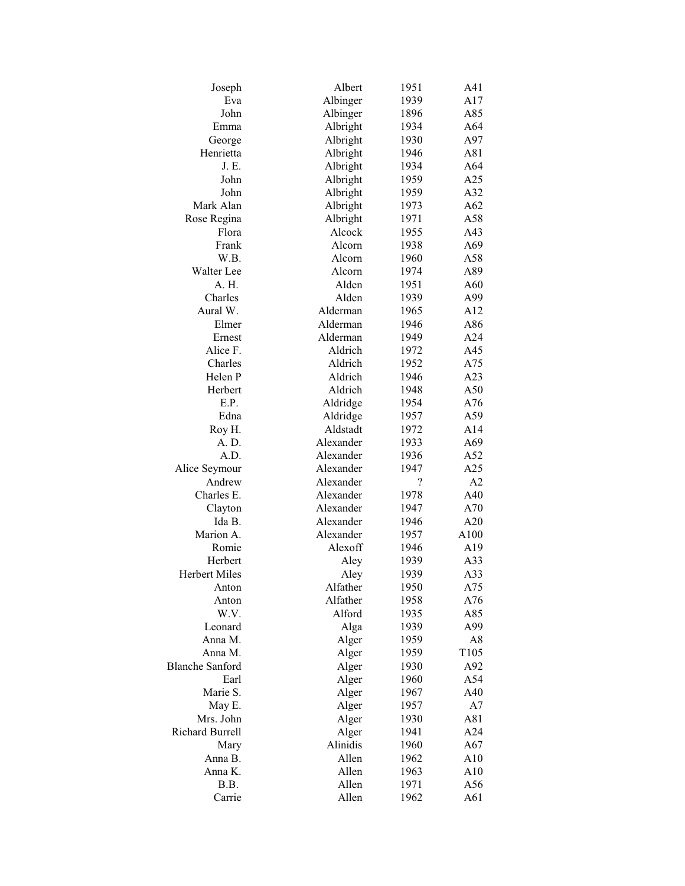| | | | |
|---|---|---|---|
| Joseph | Albert | 1951 | A41 |
| Eva | Albinger | 1939 | A17 |
| John | Albinger | 1896 | A85 |
| Emma | Albright | 1934 | A64 |
| George | Albright | 1930 | A97 |
| Henrietta | Albright | 1946 | A81 |
| J. E. | Albright | 1934 | A64 |
| John | Albright | 1959 | A25 |
| John | Albright | 1959 | A32 |
| Mark Alan | Albright | 1973 | A62 |
| Rose Regina | Albright | 1971 | A58 |
| Flora | Alcock | 1955 | A43 |
| Frank | Alcorn | 1938 | A69 |
| W.B. | Alcorn | 1960 | A58 |
| Walter Lee | Alcorn | 1974 | A89 |
| A. H. | Alden | 1951 | A60 |
| Charles | Alden | 1939 | A99 |
| Aural W. | Alderman | 1965 | A12 |
| Elmer | Alderman | 1946 | A86 |
| Ernest | Alderman | 1949 | A24 |
| Alice F. | Aldrich | 1972 | A45 |
| Charles | Aldrich | 1952 | A75 |
| Helen P | Aldrich | 1946 | A23 |
| Herbert | Aldrich | 1948 | A50 |
| E.P. | Aldridge | 1954 | A76 |
| Edna | Aldridge | 1957 | A59 |
| Roy H. | Aldstadt | 1972 | A14 |
| A. D. | Alexander | 1933 | A69 |
| A.D. | Alexander | 1936 | A52 |
| Alice Seymour | Alexander | 1947 | A25 |
| Andrew | Alexander | ? | A2 |
| Charles E. | Alexander | 1978 | A40 |
| Clayton | Alexander | 1947 | A70 |
| Ida B. | Alexander | 1946 | A20 |
| Marion A. | Alexander | 1957 | A100 |
| Romie | Alexoff | 1946 | A19 |
| Herbert | Aley | 1939 | A33 |
| Herbert Miles | Aley | 1939 | A33 |
| Anton | Alfather | 1950 | A75 |
| Anton | Alfather | 1958 | A76 |
| W.V. | Alford | 1935 | A85 |
| Leonard | Alga | 1939 | A99 |
| Anna M. | Alger | 1959 | A8 |
| Anna M. | Alger | 1959 | T105 |
| Blanche Sanford | Alger | 1930 | A92 |
| Earl | Alger | 1960 | A54 |
| Marie S. | Alger | 1967 | A40 |
| May E. | Alger | 1957 | A7 |
| Mrs. John | Alger | 1930 | A81 |
| Richard Burrell | Alger | 1941 | A24 |
| Mary | Alinidis | 1960 | A67 |
| Anna B. | Allen | 1962 | A10 |
| Anna K. | Allen | 1963 | A10 |
| B.B. | Allen | 1971 | A56 |
| Carrie | Allen | 1962 | A61 |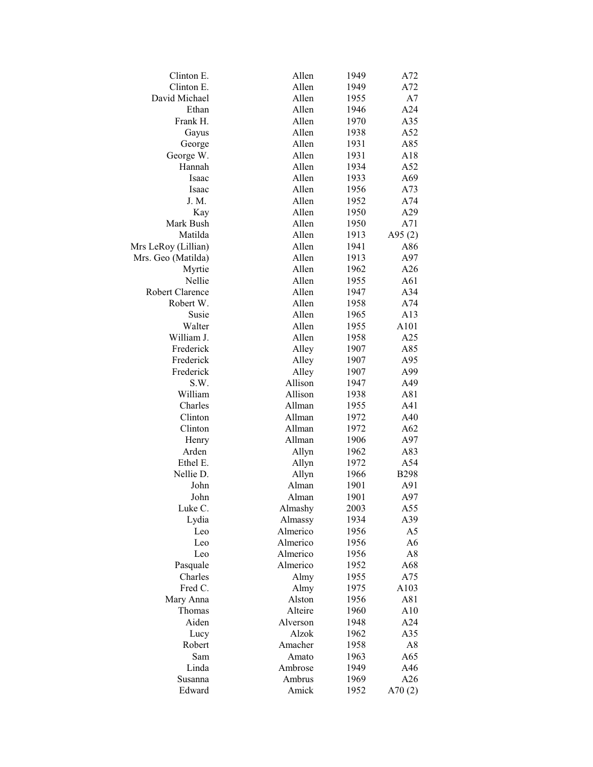| | | | |
|---|---|---|---|
| Clinton E. | Allen | 1949 | A72 |
| Clinton E. | Allen | 1949 | A72 |
| David Michael | Allen | 1955 | A7 |
| Ethan | Allen | 1946 | A24 |
| Frank H. | Allen | 1970 | A35 |
| Gayus | Allen | 1938 | A52 |
| George | Allen | 1931 | A85 |
| George W. | Allen | 1931 | A18 |
| Hannah | Allen | 1934 | A52 |
| Isaac | Allen | 1933 | A69 |
| Isaac | Allen | 1956 | A73 |
| J. M. | Allen | 1952 | A74 |
| Kay | Allen | 1950 | A29 |
| Mark Bush | Allen | 1950 | A71 |
| Matilda | Allen | 1913 | A95 (2) |
| Mrs LeRoy (Lillian) | Allen | 1941 | A86 |
| Mrs. Geo (Matilda) | Allen | 1913 | A97 |
| Myrtie | Allen | 1962 | A26 |
| Nellie | Allen | 1955 | A61 |
| Robert Clarence | Allen | 1947 | A34 |
| Robert W. | Allen | 1958 | A74 |
| Susie | Allen | 1965 | A13 |
| Walter | Allen | 1955 | A101 |
| William J. | Allen | 1958 | A25 |
| Frederick | Alley | 1907 | A85 |
| Frederick | Alley | 1907 | A95 |
| Frederick | Alley | 1907 | A99 |
| S.W. | Allison | 1947 | A49 |
| William | Allison | 1938 | A81 |
| Charles | Allman | 1955 | A41 |
| Clinton | Allman | 1972 | A40 |
| Clinton | Allman | 1972 | A62 |
| Henry | Allman | 1906 | A97 |
| Arden | Allyn | 1962 | A83 |
| Ethel E. | Allyn | 1972 | A54 |
| Nellie D. | Allyn | 1966 | B298 |
| John | Alman | 1901 | A91 |
| John | Alman | 1901 | A97 |
| Luke C. | Almashy | 2003 | A55 |
| Lydia | Almassy | 1934 | A39 |
| Leo | Almerico | 1956 | A5 |
| Leo | Almerico | 1956 | A6 |
| Leo | Almerico | 1956 | A8 |
| Pasquale | Almerico | 1952 | A68 |
| Charles | Almy | 1955 | A75 |
| Fred C. | Almy | 1975 | A103 |
| Mary Anna | Alston | 1956 | A81 |
| Thomas | Alteire | 1960 | A10 |
| Aiden | Alverson | 1948 | A24 |
| Lucy | Alzok | 1962 | A35 |
| Robert | Amacher | 1958 | A8 |
| Sam | Amato | 1963 | A65 |
| Linda | Ambrose | 1949 | A46 |
| Susanna | Ambrus | 1969 | A26 |
| Edward | Amick | 1952 | A70 (2) |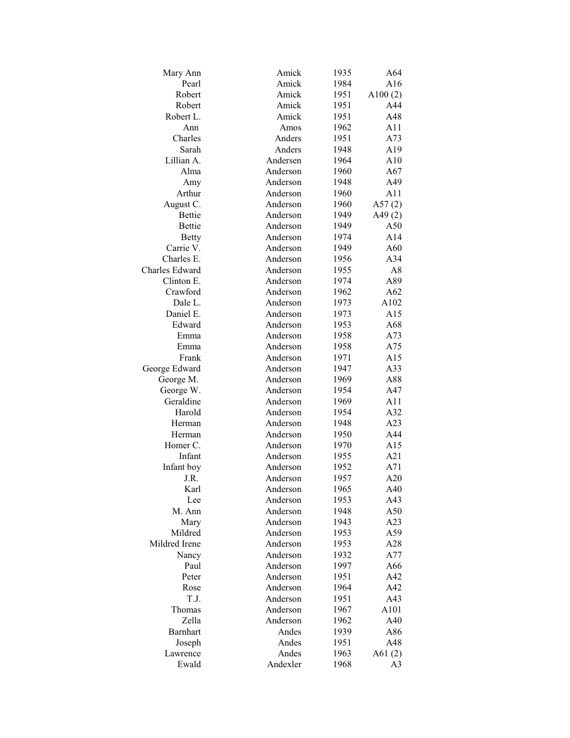| | | | |
|---|---|---|---|
| Mary Ann | Amick | 1935 | A64 |
| Pearl | Amick | 1984 | A16 |
| Robert | Amick | 1951 | A100 (2) |
| Robert | Amick | 1951 | A44 |
| Robert L. | Amick | 1951 | A48 |
| Ann | Amos | 1962 | A11 |
| Charles | Anders | 1951 | A73 |
| Sarah | Anders | 1948 | A19 |
| Lillian A. | Andersen | 1964 | A10 |
| Alma | Anderson | 1960 | A67 |
| Amy | Anderson | 1948 | A49 |
| Arthur | Anderson | 1960 | A11 |
| August C. | Anderson | 1960 | A57 (2) |
| Bettie | Anderson | 1949 | A49 (2) |
| Bettie | Anderson | 1949 | A50 |
| Betty | Anderson | 1974 | A14 |
| Carrie V. | Anderson | 1949 | A60 |
| Charles E. | Anderson | 1956 | A34 |
| Charles Edward | Anderson | 1955 | A8 |
| Clinton E. | Anderson | 1974 | A89 |
| Crawford | Anderson | 1962 | A62 |
| Dale L. | Anderson | 1973 | A102 |
| Daniel E. | Anderson | 1973 | A15 |
| Edward | Anderson | 1953 | A68 |
| Emma | Anderson | 1958 | A73 |
| Emma | Anderson | 1958 | A75 |
| Frank | Anderson | 1971 | A15 |
| George Edward | Anderson | 1947 | A33 |
| George M. | Anderson | 1969 | A88 |
| George W. | Anderson | 1954 | A47 |
| Geraldine | Anderson | 1969 | A11 |
| Harold | Anderson | 1954 | A32 |
| Herman | Anderson | 1948 | A23 |
| Herman | Anderson | 1950 | A44 |
| Homer C. | Anderson | 1970 | A15 |
| Infant | Anderson | 1955 | A21 |
| Infant boy | Anderson | 1952 | A71 |
| J.R. | Anderson | 1957 | A20 |
| Karl | Anderson | 1965 | A40 |
| Lee | Anderson | 1953 | A43 |
| M. Ann | Anderson | 1948 | A50 |
| Mary | Anderson | 1943 | A23 |
| Mildred | Anderson | 1953 | A59 |
| Mildred Irene | Anderson | 1953 | A28 |
| Nancy | Anderson | 1932 | A77 |
| Paul | Anderson | 1997 | A66 |
| Peter | Anderson | 1951 | A42 |
| Rose | Anderson | 1964 | A42 |
| T.J. | Anderson | 1951 | A43 |
| Thomas | Anderson | 1967 | A101 |
| Zella | Anderson | 1962 | A40 |
| Barnhart | Andes | 1939 | A86 |
| Joseph | Andes | 1951 | A48 |
| Lawrence | Andes | 1963 | A61 (2) |
| Ewald | Andexler | 1968 | A3 |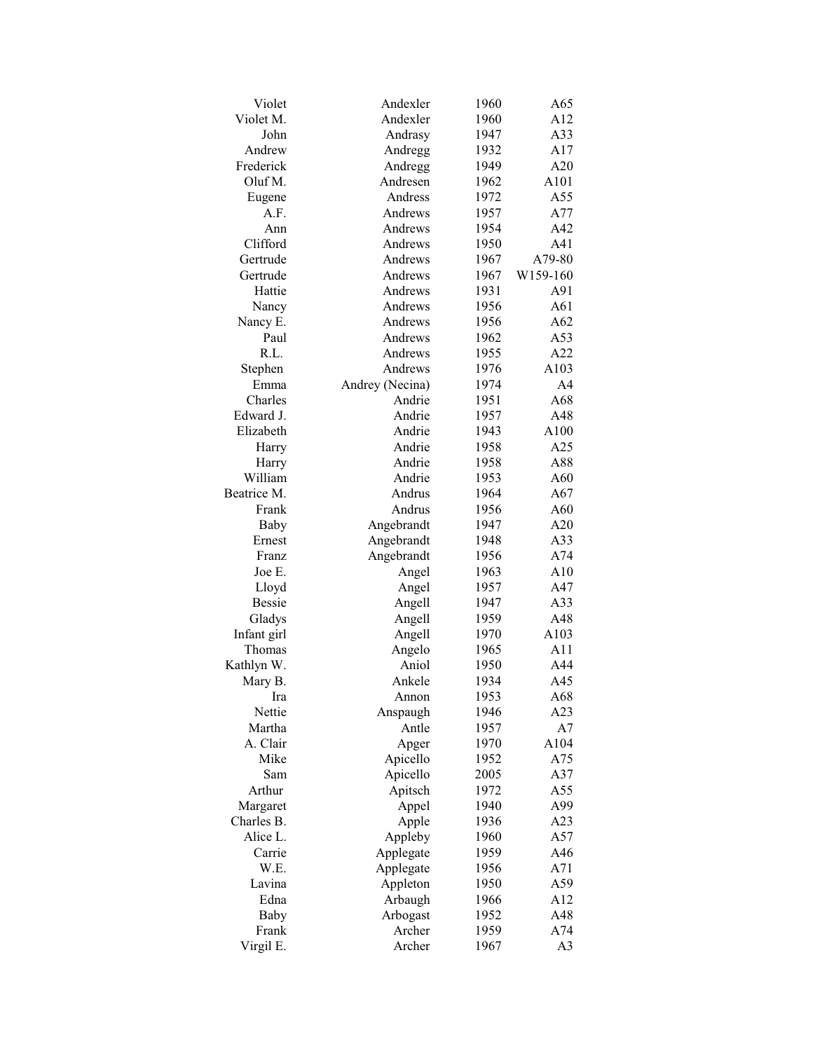| | | | |
|---|---|---|---|
| Violet | Andexler | 1960 | A65 |
| Violet M. | Andexler | 1960 | A12 |
| John | Andrasy | 1947 | A33 |
| Andrew | Andregg | 1932 | A17 |
| Frederick | Andregg | 1949 | A20 |
| Oluf M. | Andresen | 1962 | A101 |
| Eugene | Andress | 1972 | A55 |
| A.F. | Andrews | 1957 | A77 |
| Ann | Andrews | 1954 | A42 |
| Clifford | Andrews | 1950 | A41 |
| Gertrude | Andrews | 1967 | A79-80 |
| Gertrude | Andrews | 1967 | W159-160 |
| Hattie | Andrews | 1931 | A91 |
| Nancy | Andrews | 1956 | A61 |
| Nancy E. | Andrews | 1956 | A62 |
| Paul | Andrews | 1962 | A53 |
| R.L. | Andrews | 1955 | A22 |
| Stephen | Andrews | 1976 | A103 |
| Emma | Andrey (Necina) | 1974 | A4 |
| Charles | Andrie | 1951 | A68 |
| Edward J. | Andrie | 1957 | A48 |
| Elizabeth | Andrie | 1943 | A100 |
| Harry | Andrie | 1958 | A25 |
| Harry | Andrie | 1958 | A88 |
| William | Andrie | 1953 | A60 |
| Beatrice M. | Andrus | 1964 | A67 |
| Frank | Andrus | 1956 | A60 |
| Baby | Angebrandt | 1947 | A20 |
| Ernest | Angebrandt | 1948 | A33 |
| Franz | Angebrandt | 1956 | A74 |
| Joe E. | Angel | 1963 | A10 |
| Lloyd | Angel | 1957 | A47 |
| Bessie | Angell | 1947 | A33 |
| Gladys | Angell | 1959 | A48 |
| Infant girl | Angell | 1970 | A103 |
| Thomas | Angelo | 1965 | A11 |
| Kathlyn W. | Aniol | 1950 | A44 |
| Mary B. | Ankele | 1934 | A45 |
| Ira | Annon | 1953 | A68 |
| Nettie | Anspaugh | 1946 | A23 |
| Martha | Antle | 1957 | A7 |
| A. Clair | Apger | 1970 | A104 |
| Mike | Apicello | 1952 | A75 |
| Sam | Apicello | 2005 | A37 |
| Arthur | Apitsch | 1972 | A55 |
| Margaret | Appel | 1940 | A99 |
| Charles B. | Apple | 1936 | A23 |
| Alice L. | Appleby | 1960 | A57 |
| Carrie | Applegate | 1959 | A46 |
| W.E. | Applegate | 1956 | A71 |
| Lavina | Appleton | 1950 | A59 |
| Edna | Arbaugh | 1966 | A12 |
| Baby | Arbogast | 1952 | A48 |
| Frank | Archer | 1959 | A74 |
| Virgil E. | Archer | 1967 | A3 |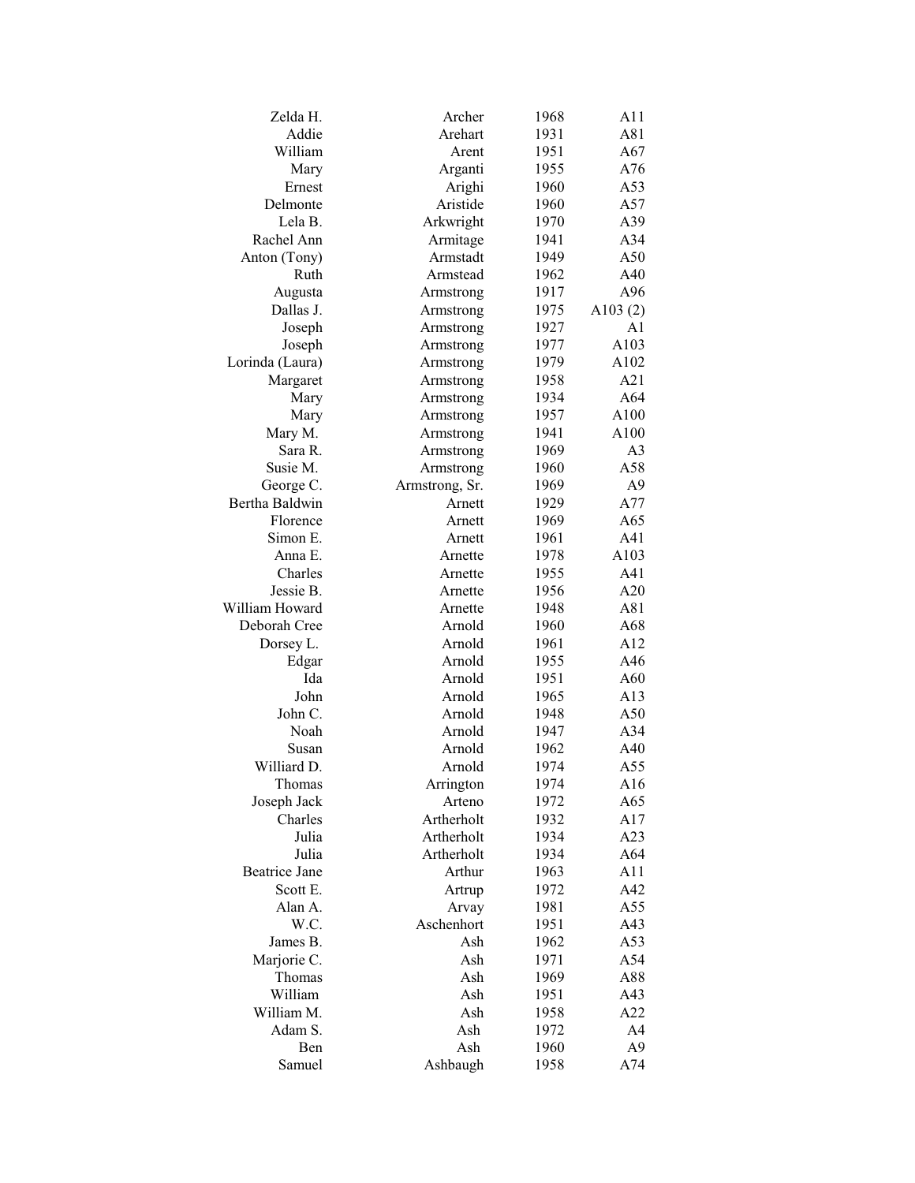| | | | |
|---|---|---|---|
| Zelda H. | Archer | 1968 | A11 |
| Addie | Arehart | 1931 | A81 |
| William | Arent | 1951 | A67 |
| Mary | Arganti | 1955 | A76 |
| Ernest | Arighi | 1960 | A53 |
| Delmonte | Aristide | 1960 | A57 |
| Lela B. | Arkwright | 1970 | A39 |
| Rachel Ann | Armitage | 1941 | A34 |
| Anton (Tony) | Armstadt | 1949 | A50 |
| Ruth | Armstead | 1962 | A40 |
| Augusta | Armstrong | 1917 | A96 |
| Dallas J. | Armstrong | 1975 | A103 (2) |
| Joseph | Armstrong | 1927 | A1 |
| Joseph | Armstrong | 1977 | A103 |
| Lorinda (Laura) | Armstrong | 1979 | A102 |
| Margaret | Armstrong | 1958 | A21 |
| Mary | Armstrong | 1934 | A64 |
| Mary | Armstrong | 1957 | A100 |
| Mary M. | Armstrong | 1941 | A100 |
| Sara R. | Armstrong | 1969 | A3 |
| Susie M. | Armstrong | 1960 | A58 |
| George C. | Armstrong, Sr. | 1969 | A9 |
| Bertha Baldwin | Arnett | 1929 | A77 |
| Florence | Arnett | 1969 | A65 |
| Simon E. | Arnett | 1961 | A41 |
| Anna E. | Arnette | 1978 | A103 |
| Charles | Arnette | 1955 | A41 |
| Jessie B. | Arnette | 1956 | A20 |
| William Howard | Arnette | 1948 | A81 |
| Deborah Cree | Arnold | 1960 | A68 |
| Dorsey L. | Arnold | 1961 | A12 |
| Edgar | Arnold | 1955 | A46 |
| Ida | Arnold | 1951 | A60 |
| John | Arnold | 1965 | A13 |
| John C. | Arnold | 1948 | A50 |
| Noah | Arnold | 1947 | A34 |
| Susan | Arnold | 1962 | A40 |
| Williard D. | Arnold | 1974 | A55 |
| Thomas | Arrington | 1974 | A16 |
| Joseph Jack | Arteno | 1972 | A65 |
| Charles | Artherholt | 1932 | A17 |
| Julia | Artherholt | 1934 | A23 |
| Julia | Artherholt | 1934 | A64 |
| Beatrice Jane | Arthur | 1963 | A11 |
| Scott E. | Artrup | 1972 | A42 |
| Alan A. | Arvay | 1981 | A55 |
| W.C. | Aschenhort | 1951 | A43 |
| James B. | Ash | 1962 | A53 |
| Marjorie C. | Ash | 1971 | A54 |
| Thomas | Ash | 1969 | A88 |
| William | Ash | 1951 | A43 |
| William M. | Ash | 1958 | A22 |
| Adam S. | Ash | 1972 | A4 |
| Ben | Ash | 1960 | A9 |
| Samuel | Ashbaugh | 1958 | A74 |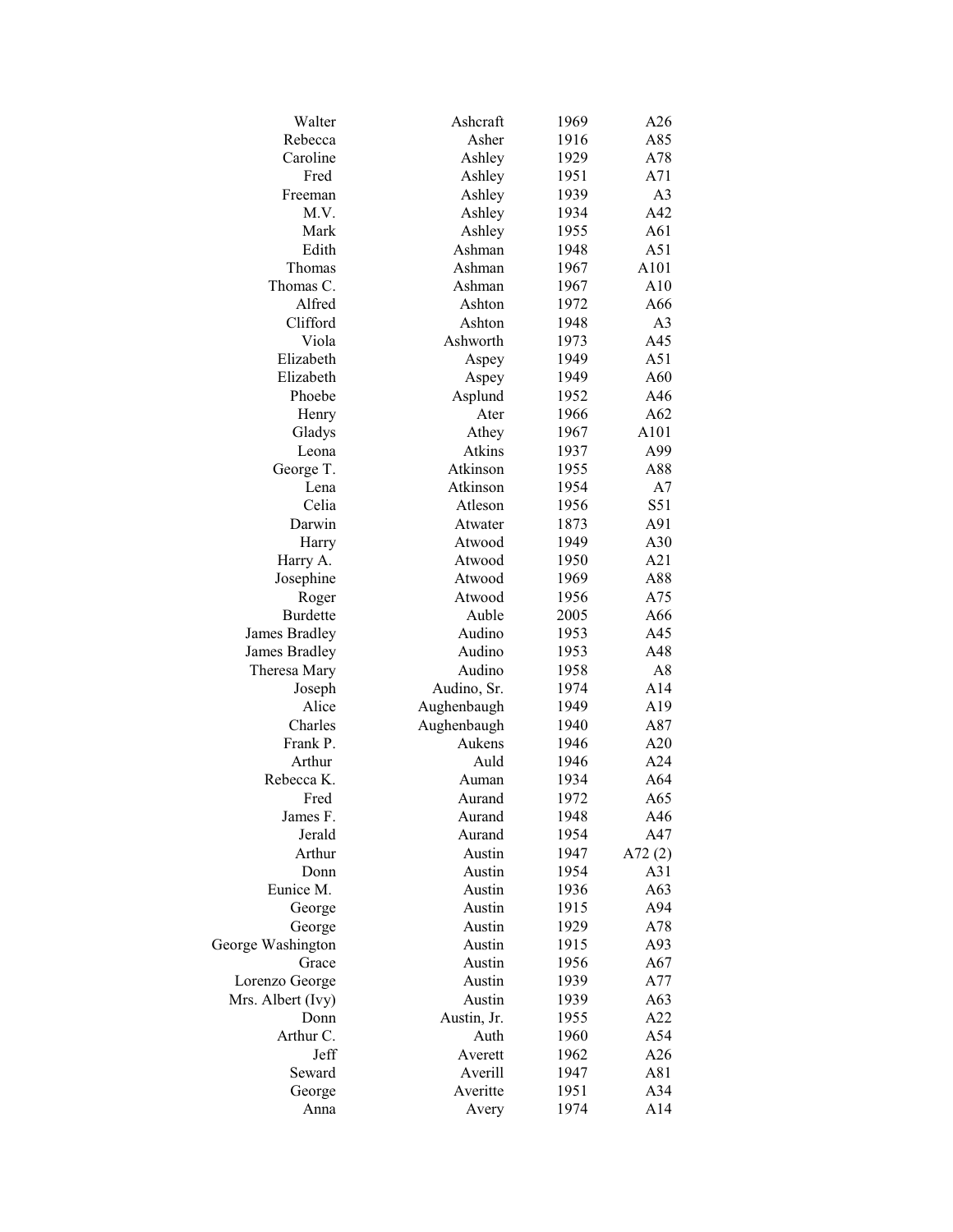| | | | |
|---|---|---|---|
| Walter | Ashcraft | 1969 | A26 |
| Rebecca | Asher | 1916 | A85 |
| Caroline | Ashley | 1929 | A78 |
| Fred | Ashley | 1951 | A71 |
| Freeman | Ashley | 1939 | A3 |
| M.V. | Ashley | 1934 | A42 |
| Mark | Ashley | 1955 | A61 |
| Edith | Ashman | 1948 | A51 |
| Thomas | Ashman | 1967 | A101 |
| Thomas C. | Ashman | 1967 | A10 |
| Alfred | Ashton | 1972 | A66 |
| Clifford | Ashton | 1948 | A3 |
| Viola | Ashworth | 1973 | A45 |
| Elizabeth | Aspey | 1949 | A51 |
| Elizabeth | Aspey | 1949 | A60 |
| Phoebe | Asplund | 1952 | A46 |
| Henry | Ater | 1966 | A62 |
| Gladys | Athey | 1967 | A101 |
| Leona | Atkins | 1937 | A99 |
| George T. | Atkinson | 1955 | A88 |
| Lena | Atkinson | 1954 | A7 |
| Celia | Atleson | 1956 | S51 |
| Darwin | Atwater | 1873 | A91 |
| Harry | Atwood | 1949 | A30 |
| Harry A. | Atwood | 1950 | A21 |
| Josephine | Atwood | 1969 | A88 |
| Roger | Atwood | 1956 | A75 |
| Burdette | Auble | 2005 | A66 |
| James Bradley | Audino | 1953 | A45 |
| James Bradley | Audino | 1953 | A48 |
| Theresa Mary | Audino | 1958 | A8 |
| Joseph | Audino, Sr. | 1974 | A14 |
| Alice | Aughenbaugh | 1949 | A19 |
| Charles | Aughenbaugh | 1940 | A87 |
| Frank P. | Aukens | 1946 | A20 |
| Arthur | Auld | 1946 | A24 |
| Rebecca K. | Auman | 1934 | A64 |
| Fred | Aurand | 1972 | A65 |
| James F. | Aurand | 1948 | A46 |
| Jerald | Aurand | 1954 | A47 |
| Arthur | Austin | 1947 | A72 (2) |
| Donn | Austin | 1954 | A31 |
| Eunice M. | Austin | 1936 | A63 |
| George | Austin | 1915 | A94 |
| George | Austin | 1929 | A78 |
| George Washington | Austin | 1915 | A93 |
| Grace | Austin | 1956 | A67 |
| Lorenzo George | Austin | 1939 | A77 |
| Mrs. Albert (Ivy) | Austin | 1939 | A63 |
| Donn | Austin, Jr. | 1955 | A22 |
| Arthur C. | Auth | 1960 | A54 |
| Jeff | Averett | 1962 | A26 |
| Seward | Averill | 1947 | A81 |
| George | Averitte | 1951 | A34 |
| Anna | Avery | 1974 | A14 |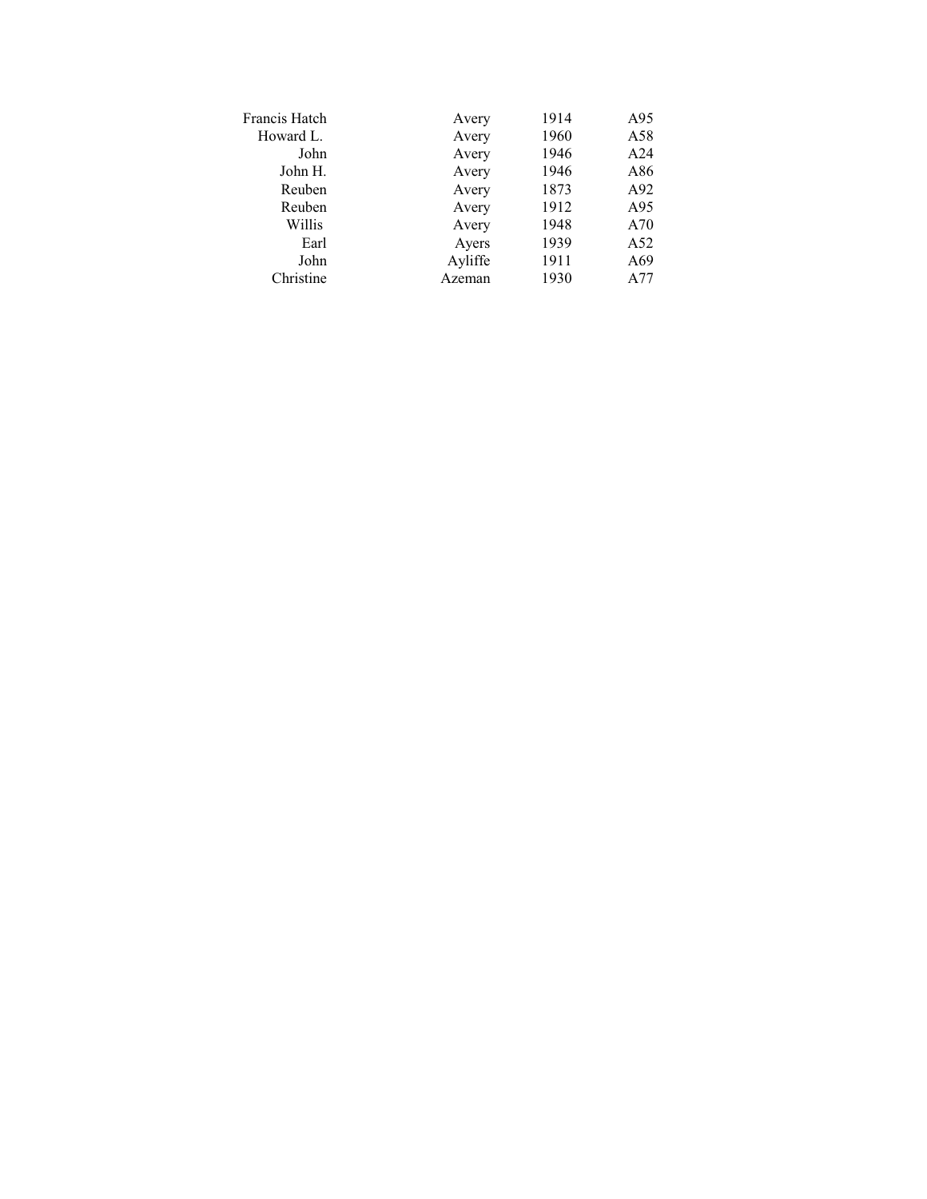| | | | |
|---|---|---|---|
| Francis Hatch | Avery | 1914 | A95 |
| Howard L. | Avery | 1960 | A58 |
| John | Avery | 1946 | A24 |
| John H. | Avery | 1946 | A86 |
| Reuben | Avery | 1873 | A92 |
| Reuben | Avery | 1912 | A95 |
| Willis | Avery | 1948 | A70 |
| Earl | Ayers | 1939 | A52 |
| John | Ayliffe | 1911 | A69 |
| Christine | Azeman | 1930 | A77 |